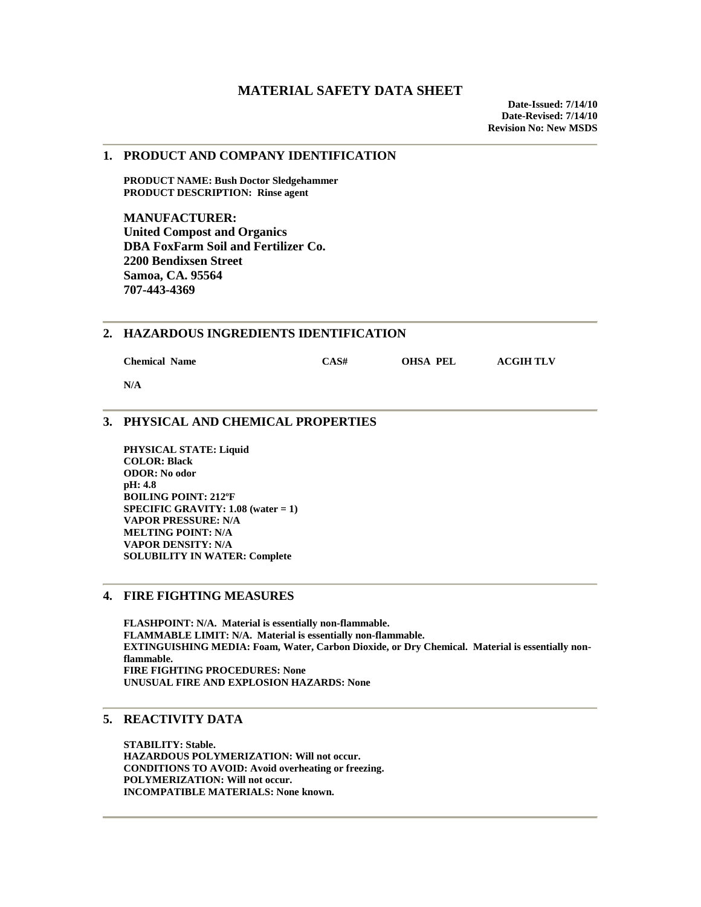# MATERIAL SAFETY DATA SHEET

**Date-Issued: 7/14/10**
**Date-Revised: 7/14/10**
**Revision No: New MSDS**

## 1. PRODUCT AND COMPANY IDENTIFICATION

**PRODUCT NAME: Bush Doctor Sledgehammer**
**PRODUCT DESCRIPTION: Rinse agent**

**MANUFACTURER:**
**United Compost and Organics**
**DBA FoxFarm Soil and Fertilizer Co.**
**2200 Bendixsen Street**
**Samoa, CA. 95564**
**707-443-4369**

## 2. HAZARDOUS INGREDIENTS IDENTIFICATION

| Chemical Name | CAS# | OHSA PEL | ACGIH TLV |
|---|---|---|---|
| N/A | | | |

## 3. PHYSICAL AND CHEMICAL PROPERTIES

**PHYSICAL STATE: Liquid**
**COLOR: Black**
**ODOR: No odor**
**pH: 4.8**
**BOILING POINT: 212ºF**
**SPECIFIC GRAVITY: 1.08 (water = 1)**
**VAPOR PRESSURE: N/A**
**MELTING POINT: N/A**
**VAPOR DENSITY: N/A**
**SOLUBILITY IN WATER: Complete**

## 4. FIRE FIGHTING MEASURES

**FLASHPOINT: N/A. Material is essentially non-flammable.**
**FLAMMABLE LIMIT: N/A. Material is essentially non-flammable.**
**EXTINGUISHING MEDIA: Foam, Water, Carbon Dioxide, or Dry Chemical. Material is essentially non-flammable.**
**FIRE FIGHTING PROCEDURES: None**
**UNUSUAL FIRE AND EXPLOSION HAZARDS: None**

## 5. REACTIVITY DATA

**STABILITY: Stable.**
**HAZARDOUS POLYMERIZATION: Will not occur.**
**CONDITIONS TO AVOID: Avoid overheating or freezing.**
**POLYMERIZATION: Will not occur.**
**INCOMPATIBLE MATERIALS: None known.**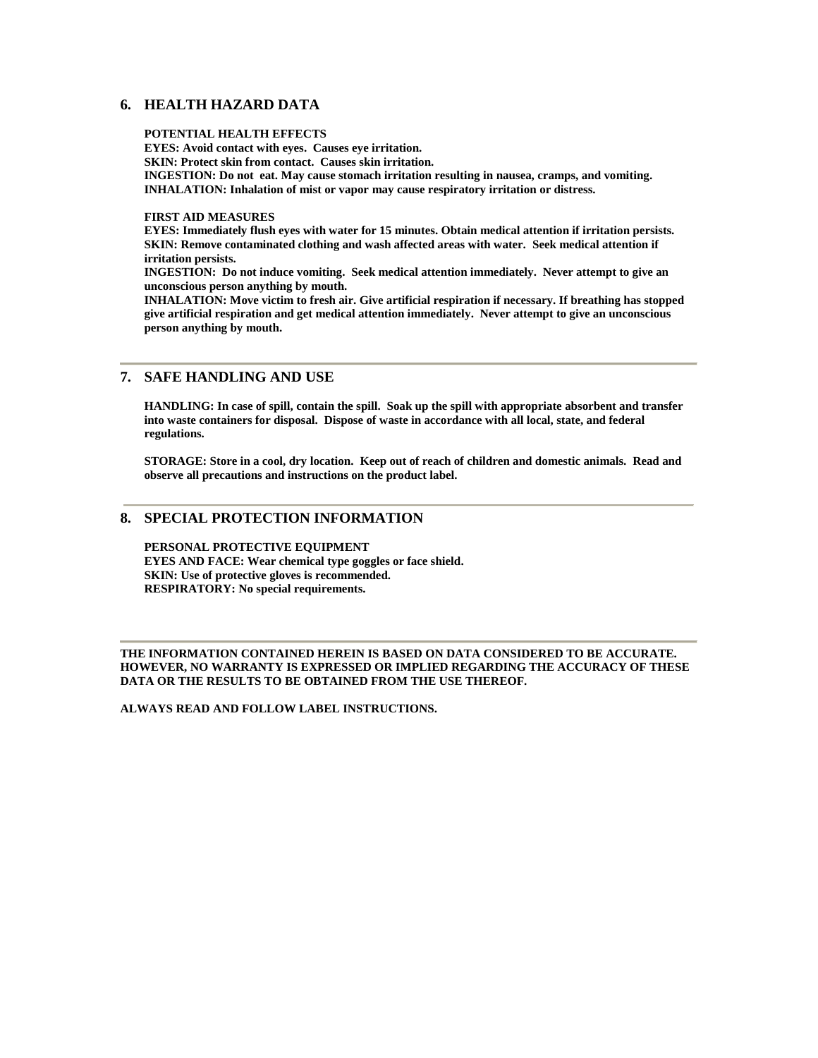## 6. HEALTH HAZARD DATA

**POTENTIAL HEALTH EFFECTS**
**EYES: Avoid contact with eyes. Causes eye irritation.**
**SKIN: Protect skin from contact. Causes skin irritation.**
**INGESTION: Do not eat. May cause stomach irritation resulting in nausea, cramps, and vomiting.**
**INHALATION: Inhalation of mist or vapor may cause respiratory irritation or distress.**

**FIRST AID MEASURES**
**EYES: Immediately flush eyes with water for 15 minutes. Obtain medical attention if irritation persists.**
**SKIN: Remove contaminated clothing and wash affected areas with water. Seek medical attention if irritation persists.**
**INGESTION: Do not induce vomiting. Seek medical attention immediately. Never attempt to give an unconscious person anything by mouth.**
**INHALATION: Move victim to fresh air. Give artificial respiration if necessary. If breathing has stopped give artificial respiration and get medical attention immediately. Never attempt to give an unconscious person anything by mouth.**

## 7. SAFE HANDLING AND USE

**HANDLING: In case of spill, contain the spill. Soak up the spill with appropriate absorbent and transfer into waste containers for disposal. Dispose of waste in accordance with all local, state, and federal regulations.**

**STORAGE: Store in a cool, dry location. Keep out of reach of children and domestic animals. Read and observe all precautions and instructions on the product label.**

## 8. SPECIAL PROTECTION INFORMATION

**PERSONAL PROTECTIVE EQUIPMENT**
**EYES AND FACE: Wear chemical type goggles or face shield.**
**SKIN: Use of protective gloves is recommended.**
**RESPIRATORY: No special requirements.**

**THE INFORMATION CONTAINED HEREIN IS BASED ON DATA CONSIDERED TO BE ACCURATE. HOWEVER, NO WARRANTY IS EXPRESSED OR IMPLIED REGARDING THE ACCURACY OF THESE DATA OR THE RESULTS TO BE OBTAINED FROM THE USE THEREOF.**

**ALWAYS READ AND FOLLOW LABEL INSTRUCTIONS.**